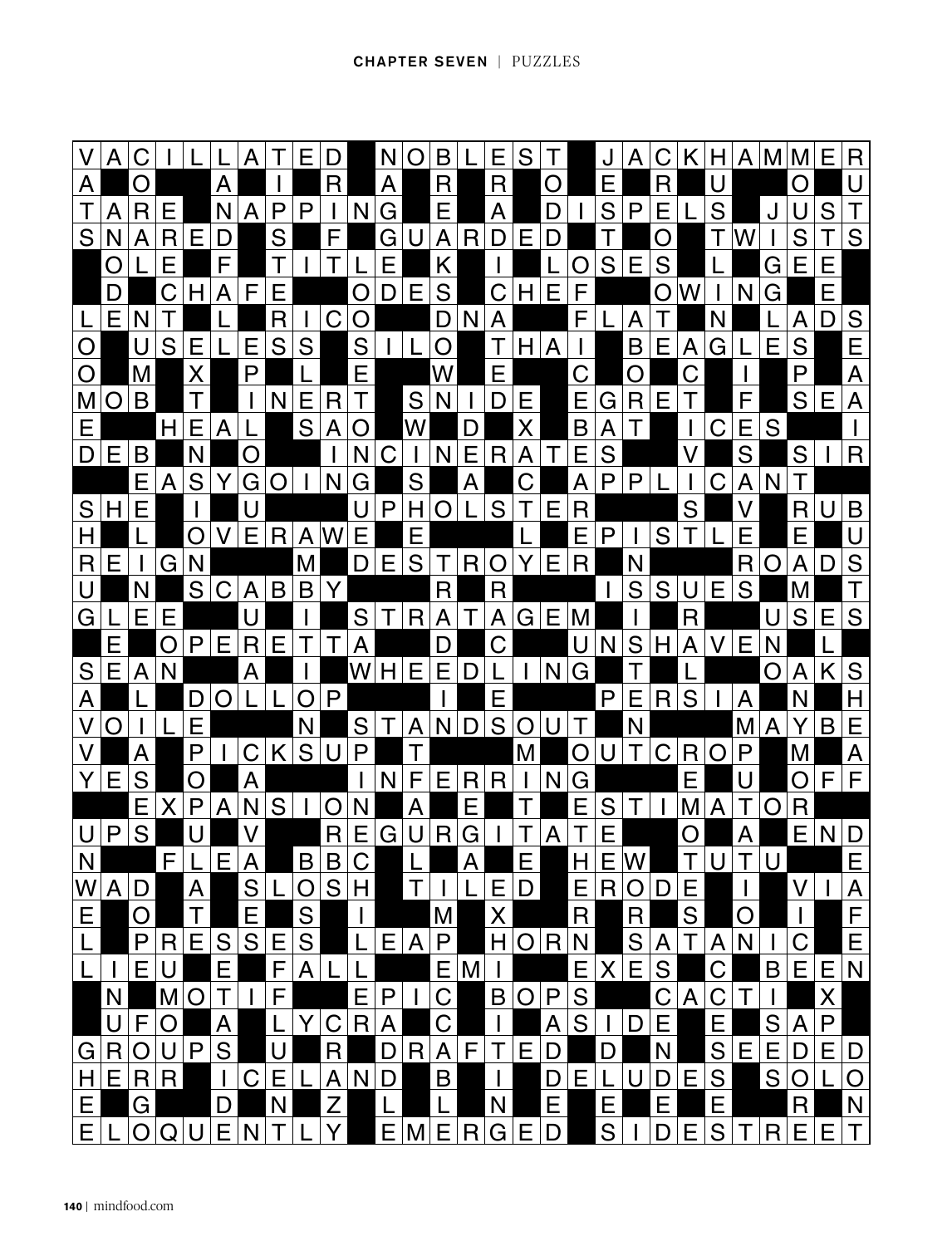| V | A | C | I | L | L | A | T | E | D |  | N | O | B | L | E | S | T |  | J | A | C | K | H | A | M | M | E | R |
|---|---|---|---|---|---|---|---|---|---|---|---|---|---|---|---|---|---|---|---|---|---|---|---|---|---|---|---|---|
| A |  | O |  |  | A |  | I |  | R |  | A |  | R |  | R |  | O |  | E |  | R |  | U |  |  | O |  | U |
| T | A | R | E |  | N | A | P | P | I | N | G |  | E |  | A |  | D | I | S | P | E | L | S |  | J | U | S | T |
| S | N | A | R | E | D |  | S |  | F |  | G | U | A | R | D | E | D |  | T |  | O |  | T | W | I | S | T | S |
|  | O | L | E |  | F |  | T | I | T | L | E |  | K |  | I |  | L | O | S | E | S |  | L |  | G | E | E |  |
|  | D |  | C | H | A | F | E |  |  | O | D | E | S |  | C | H | E | F |  |  | O | W | I | N | G |  | E |  |
| L | E | N | T |  | L |  | R | I | C | O |  |  | D | N | A |  |  | F | L | A | T |  | N |  | L | A | D | S |
| O |  | U | S | E | L | E | S | S |  | S | I | L | O |  | T | H | A | I |  | B | E | A | G | L | E | S |  | E |
| O |  | M |  | X |  | P |  | L |  | E |  |  | W |  | E |  |  | C |  | O |  | C |  | I |  | P |  | A |
| M | O | B |  | T |  | I | N | E | R | T |  | S | N | I | D | E |  | E | G | R | E | T |  | F |  | S | E | A |
| E |  |  | H | E | A | L |  | S | A | O |  | W |  | D |  | X |  | B | A | T |  | I | C | E | S |  |  | I |
| D | E | B |  | N |  | O |  |  | I | N | C | I | N | E | R | A | T | E | S |  |  | V |  | S |  | S | I | R |
|  |  | E | A | S | Y | G | O | I | N | G |  | S |  | A |  | C |  | A | P | P | L | I | C | A | N | T |  |  |
| S | H | E |  | I |  | U |  |  |  | U | P | H | O | L | S | T | E | R |  |  |  | S |  | V |  | R | U | B |
| H |  | L |  | O | V | E | R | A | W | E |  | E |  |  |  | L |  | E | P | I | S | T | L | E |  | E |  | U |
| R | E | I | G | N |  |  |  | M |  | D | E | S | T | R | O | Y | E | R |  | N |  |  |  | R | O | A | D | S |
| U |  | N |  | S | C | A | B | B | Y |  |  |  | R |  | R |  |  |  | I | S | S | U | E | S |  | M |  | T |
| G | L | E | E |  |  | U |  | I |  | S | T | R | A | T | A | G | E | M |  | I |  | R |  |  | U | S | E | S |
|  | E |  | O | P | E | R | E | T | T | A |  |  | D |  | C |  |  | U | N | S | H | A | V | E | N |  | L |  |
| S | E | A | N |  |  | A |  | I |  | W | H | E | E | D | L | I | N | G |  | T |  | L |  |  | O | A | K | S |
| A |  | L |  | D | O | L | L | O | P |  |  |  | I |  | E |  |  |  | P | E | R | S | I | A |  | N |  | H |
| V | O | I | L | E |  |  |  | N |  | S | T | A | N | D | S | O | U | T |  | N |  |  |  | M | A | Y | B | E |
| V |  | A |  | P | I | C | K | S | U | P |  | T |  |  |  | M |  | O | U | T | C | R | O | P |  | M |  | A |
| Y | E | S |  | O |  | A |  |  |  | I | N | F | E | R | R | I | N | G |  |  |  | E |  | U |  | O | F | F |
|  |  | E | X | P | A | N | S | I | O | N |  | A |  | E |  | T |  | E | S | T | I | M | A | T | O | R |  |  |
| U | P | S |  | U |  | V |  |  | R | E | G | U | R | G | I | T | A | T | E |  |  | O |  | A |  | E | N | D |
| N |  |  | F | L | E | A |  | B | B | C |  | L |  | A |  | E |  | H | E | W |  | T | U | T | U |  |  | E |
| W | A | D |  | A |  | S | L | O | S | H |  | T | I | L | E | D |  | E | R | O | D | E |  | I |  | V | I | A |
| E |  | O |  | T |  | E |  | S |  | I |  |  | M |  | X |  |  | R |  | R |  | S |  | O |  | I |  | F |
| L |  | P | R | E | S | S | E | S |  | L | E | A | P |  | H | O | R | N |  | S | A | T | A | N | I | C |  | E |
| L | I | E | U |  | E |  | F | A | L | L |  |  | E | M | I |  |  | E | X | E | S |  | C |  | B | E | E | N |
|  | N |  | M | O | T | I | F |  |  | E | P | I | C |  | B | O | P | S |  |  | C | A | C | T | I |  | X |  |
|  | U | F | O |  | A |  | L | Y | C | R | A |  | C |  | I |  | A | S | I | D | E |  | E |  | S | A | P |  |
| G | R | O | U | P | S |  | U |  | R |  | D | R | A | F | T | E | D |  | D |  | N |  | S | E | E | D | E | D |
| H | E | R | R |  | I | C | E | L | A | N | D |  | B |  | I |  | D | E | L | U | D | E | S |  | S | O | L | O |
| E |  | G |  |  | D |  | N |  | Z |  | L |  | L |  | N |  | E |  | E |  | E |  | E |  |  | R |  | N |
| E | L | O | Q | U | E | N | T | L | Y |  | E | M | E | R | G | E | D |  | S | I | D | E | S | T | R | E | E | T |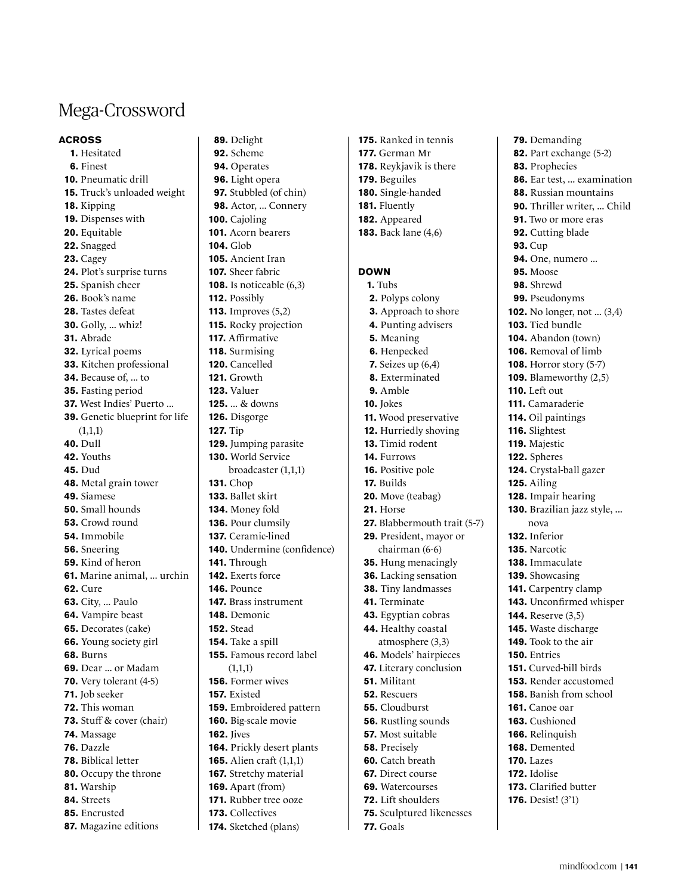# Mega-Crossword

## ACROSS

**1.** Hesitated
**6.** Finest
**10.** Pneumatic drill
**15.** Truck's unloaded weight
**18.** Kipping
**19.** Dispenses with
**20.** Equitable
**22.** Snagged
**23.** Cagey
**24.** Plot's surprise turns
**25.** Spanish cheer
**26.** Book's name
**28.** Tastes defeat
**30.** Golly, ... whiz!
**31.** Abrade
**32.** Lyrical poems
**33.** Kitchen professional
**34.** Because of, ... to
**35.** Fasting period
**37.** West Indies' Puerto ...
**39.** Genetic blueprint for life (1,1,1)
**40.** Dull
**42.** Youths
**45.** Dud
**48.** Metal grain tower
**49.** Siamese
**50.** Small hounds
**53.** Crowd round
**54.** Immobile
**56.** Sneering
**59.** Kind of heron
**61.** Marine animal, ... urchin
**62.** Cure
**63.** City, ... Paulo
**64.** Vampire beast
**65.** Decorates (cake)
**66.** Young society girl
**68.** Burns
**69.** Dear ... or Madam
**70.** Very tolerant (4-5)
**71.** Job seeker
**72.** This woman
**73.** Stuff & cover (chair)
**74.** Massage
**76.** Dazzle
**78.** Biblical letter
**80.** Occupy the throne
**81.** Warship
**84.** Streets
**85.** Encrusted
**87.** Magazine editions
**89.** Delight
**92.** Scheme
**94.** Operates
**96.** Light opera
**97.** Stubbled (of chin)
**98.** Actor, ... Connery
**100.** Cajoling
**101.** Acorn bearers
**104.** Glob
**105.** Ancient Iran
**107.** Sheer fabric
**108.** Is noticeable (6,3)
**112.** Possibly
**113.** Improves (5,2)
**115.** Rocky projection
**117.** Affirmative
**118.** Surmising
**120.** Cancelled
**121.** Growth
**123.** Valuer
**125.** ... & downs
**126.** Disgorge
**127.** Tip
**129.** Jumping parasite
**130.** World Service broadcaster (1,1,1)
**131.** Chop
**133.** Ballet skirt
**134.** Money fold
**136.** Pour clumsily
**137.** Ceramic-lined
**140.** Undermine (confidence)
**141.** Through
**142.** Exerts force
**146.** Pounce
**147.** Brass instrument
**148.** Demonic
**152.** Stead
**154.** Take a spill
**155.** Famous record label (1,1,1)
**156.** Former wives
**157.** Existed
**159.** Embroidered pattern
**160.** Big-scale movie
**162.** Jives
**164.** Prickly desert plants
**165.** Alien craft (1,1,1)
**167.** Stretchy material
**169.** Apart (from)
**171.** Rubber tree ooze
**173.** Collectives
**174.** Sketched (plans)
**175.** Ranked in tennis
**177.** German Mr
**178.** Reykjavik is there
**179.** Beguiles
**180.** Single-handed
**181.** Fluently
**182.** Appeared
**183.** Back lane (4,6)

## DOWN

**1.** Tubs
**2.** Polyps colony
**3.** Approach to shore
**4.** Punting advisers
**5.** Meaning
**6.** Henpecked
**7.** Seizes up (6,4)
**8.** Exterminated
**9.** Amble
**10.** Jokes
**11.** Wood preservative
**12.** Hurriedly shoving
**13.** Timid rodent
**14.** Furrows
**16.** Positive pole
**17.** Builds
**20.** Move (teabag)
**21.** Horse
**27.** Blabbermouth trait (5-7)
**29.** President, mayor or chairman (6-6)
**35.** Hung menacingly
**36.** Lacking sensation
**38.** Tiny landmasses
**41.** Terminate
**43.** Egyptian cobras
**44.** Healthy coastal atmosphere (3,3)
**46.** Models' hairpieces
**47.** Literary conclusion
**51.** Militant
**52.** Rescuers
**55.** Cloudburst
**56.** Rustling sounds
**57.** Most suitable
**58.** Precisely
**60.** Catch breath
**67.** Direct course
**69.** Watercourses
**72.** Lift shoulders
**75.** Sculptured likenesses
**77.** Goals
**79.** Demanding
**82.** Part exchange (5-2)
**83.** Prophecies
**86.** Ear test, ... examination
**88.** Russian mountains
**90.** Thriller writer, ... Child
**91.** Two or more eras
**92.** Cutting blade
**93.** Cup
**94.** One, numero ...
**95.** Moose
**98.** Shrewd
**99.** Pseudonyms
**102.** No longer, not ... (3,4)
**103.** Tied bundle
**104.** Abandon (town)
**106.** Removal of limb
**108.** Horror story (5-7)
**109.** Blameworthy (2,5)
**110.** Left out
**111.** Camaraderie
**114.** Oil paintings
**116.** Slightest
**119.** Majestic
**122.** Spheres
**124.** Crystal-ball gazer
**125.** Ailing
**128.** Impair hearing
**130.** Brazilian jazz style, ... nova
**132.** Inferior
**135.** Narcotic
**138.** Immaculate
**139.** Showcasing
**141.** Carpentry clamp
**143.** Unconfirmed whisper
**144.** Reserve (3,5)
**145.** Waste discharge
**149.** Took to the air
**150.** Entries
**151.** Curved-bill birds
**153.** Render accustomed
**158.** Banish from school
**161.** Canoe oar
**163.** Cushioned
**166.** Relinquish
**168.** Demented
**170.** Lazes
**172.** Idolise
**173.** Clarified butter
**176.** Desist! (3'1)